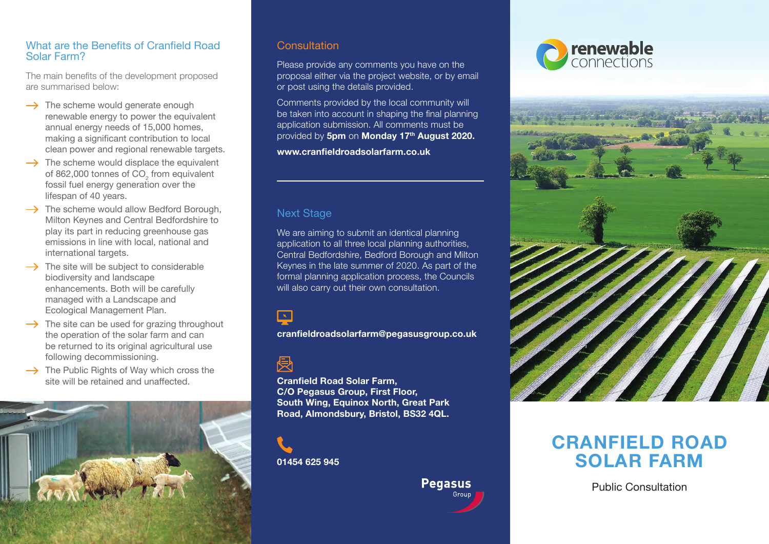## What are the Benefits of Cranfield Road Solar Farm?

The main benefits of the development proposed are summarised below:

- The scheme would generate enough renewable energy to power the equivalent annual energy needs of 15,000 homes, making a significant contribution to local clean power and regional renewable targets.
- The scheme would displace the equivalent of 862,000 tonnes of $CO_2$ from equivalent fossil fuel energy generation over the lifespan of 40 years.
- The scheme would allow Bedford Borough, Milton Keynes and Central Bedfordshire to play its part in reducing greenhouse gas emissions in line with local, national and international targets.
- The site will be subject to considerable biodiversity and landscape enhancements. Both will be carefully managed with a Landscape and Ecological Management Plan.
- The site can be used for grazing throughout the operation of the solar farm and can be returned to its original agricultural use following decommissioning.
- The Public Rights of Way which cross the site will be retained and unaffected.

## Consultation

Please provide any comments you have on the proposal either via the project website, or by email or post using the details provided.

Comments provided by the local community will be taken into account in shaping the final planning application submission. All comments must be provided by **5pm** on **Monday 17th August 2020.**

**www.cranfieldroadsolarfarm.co.uk**

## Next Stage

We are aiming to submit an identical planning application to all three local planning authorities, Central Bedfordshire, Bedford Borough and Milton Keynes in the late summer of 2020. As part of the formal planning application process, the Councils will also carry out their own consultation.

**cranfieldroadsolarfarm@pegasusgroup.co.uk**

**Cranfield Road Solar Farm,
C/O Pegasus Group, First Floor,
South Wing, Equinox North, Great Park Road, Almondsbury, Bristol, BS32 4QL.**

**01454 625 945**

Pegasus Group

renewable connections

# CRANFIELD ROAD SOLAR FARM

Public Consultation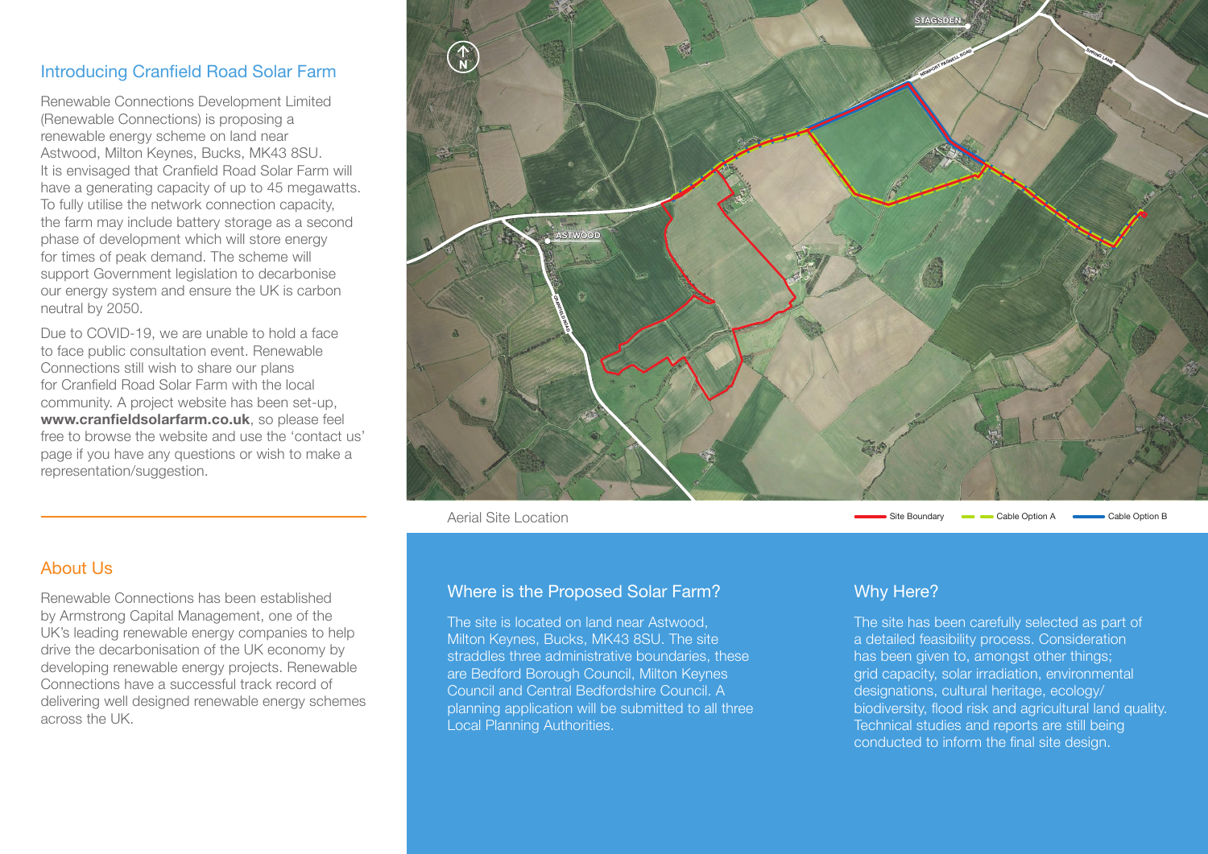## Introducing Cranfield Road Solar Farm

Renewable Connections Development Limited (Renewable Connections) is proposing a renewable energy scheme on land near Astwood, Milton Keynes, Bucks, MK43 8SU. It is envisaged that Cranfield Road Solar Farm will have a generating capacity of up to 45 megawatts. To fully utilise the network connection capacity, the farm may include battery storage as a second phase of development which will store energy for times of peak demand. The scheme will support Government legislation to decarbonise our energy system and ensure the UK is carbon neutral by 2050.

Due to COVID-19, we are unable to hold a face to face public consultation event. Renewable Connections still wish to share our plans for Cranfield Road Solar Farm with the local community. A project website has been set-up, **www.cranfieldsolarfarm.co.uk**, so please feel free to browse the website and use the 'contact us' page if you have any questions or wish to make a representation/suggestion.

## About Us

Renewable Connections has been established by Armstrong Capital Management, one of the UK's leading renewable energy companies to help drive the decarbonisation of the UK economy by developing renewable energy projects. Renewable Connections have a successful track record of delivering well designed renewable energy schemes across the UK.

STAGSDEN

NEWPORT PAGNELL ROAD

SPRING LANE

ASTWOOD

CRANFIELD ROAD

N

Aerial Site Location

Site Boundary

Cable Option A

Cable Option B

## Where is the Proposed Solar Farm?

The site is located on land near Astwood, Milton Keynes, Bucks, MK43 8SU. The site straddles three administrative boundaries, these are Bedford Borough Council, Milton Keynes Council and Central Bedfordshire Council. A planning application will be submitted to all three Local Planning Authorities.

## Why Here?

The site has been carefully selected as part of a detailed feasibility process. Consideration has been given to, amongst other things; grid capacity, solar irradiation, environmental designations, cultural heritage, ecology/biodiversity, flood risk and agricultural land quality. Technical studies and reports are still being conducted to inform the final site design.